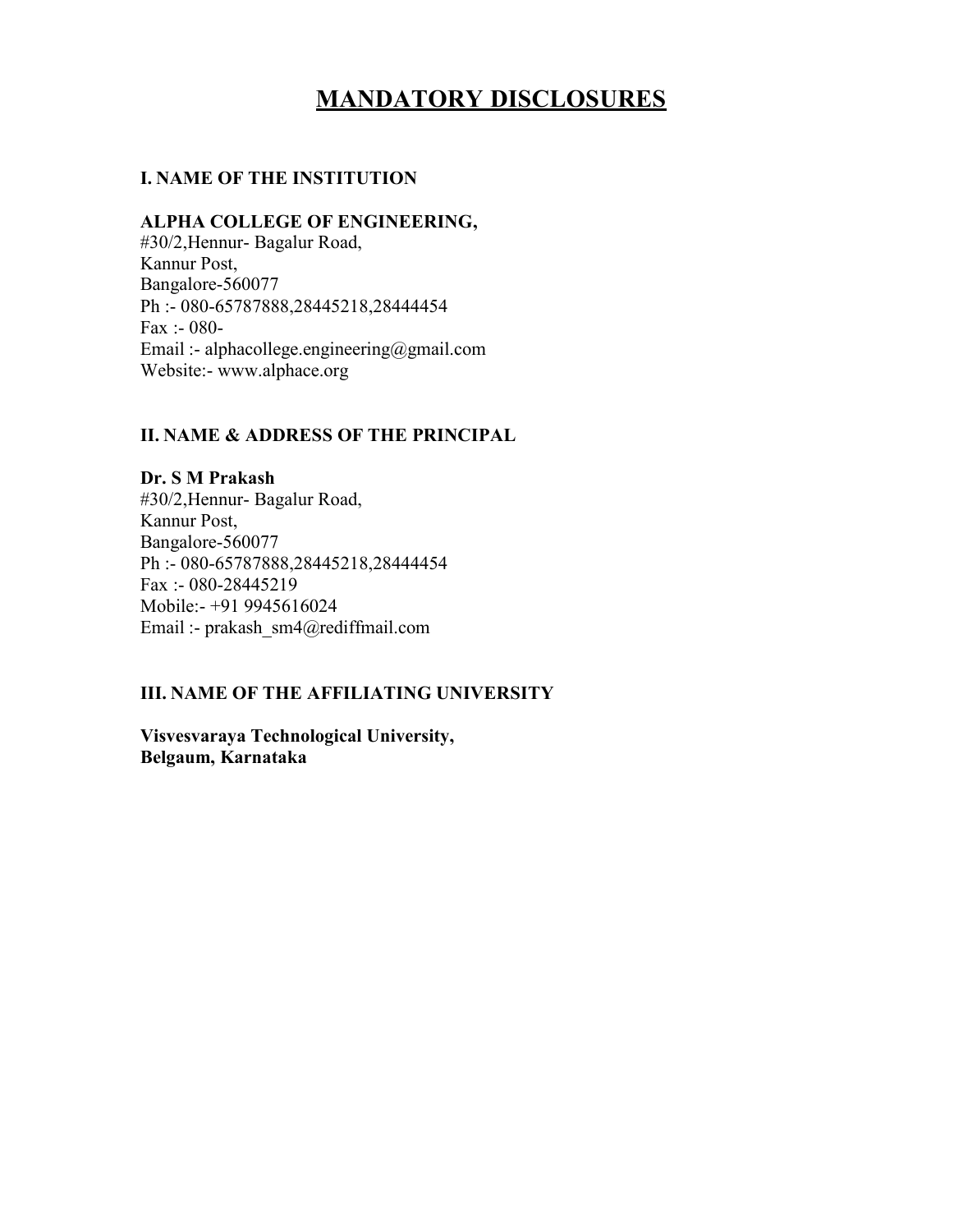# MANDATORY DISCLOSURES

### I. NAME OF THE INSTITUTION

**ALPHA COLLEGE OF ENGINEERING,**
#30/2,Hennur- Bagalur Road,
Kannur Post,
Bangalore-560077
Ph :- 080-65787888,28445218,28444454
Fax :- 080-
Email :- alphacollege.engineering@gmail.com
Website:- www.alphace.org

### II. NAME & ADDRESS OF THE PRINCIPAL

**Dr. S M Prakash**
#30/2,Hennur- Bagalur Road,
Kannur Post,
Bangalore-560077
Ph :- 080-65787888,28445218,28444454
Fax :- 080-28445219
Mobile:- +91 9945616024
Email :- prakash_sm4@rediffmail.com

### III. NAME OF THE AFFILIATING UNIVERSITY

**Visvesvaraya Technological University,**
**Belgaum, Karnataka**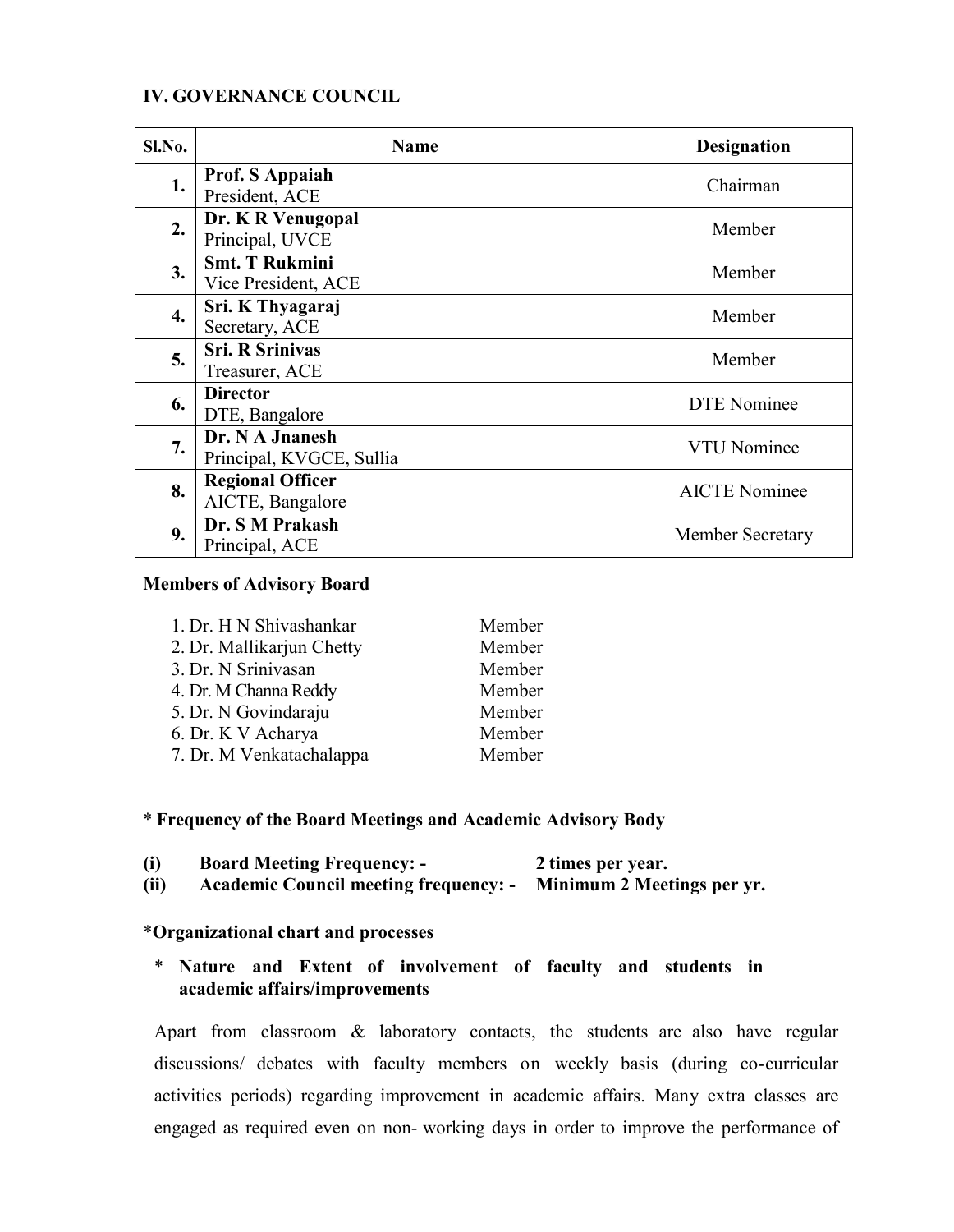## IV. GOVERNANCE COUNCIL

| Sl.No. | Name | Designation |
|---|---|---|
| **1.** | **Prof. S Appaiah** President, ACE | Chairman |
| **2.** | **Dr. K R Venugopal** Principal, UVCE | Member |
| **3.** | **Smt. T Rukmini** Vice President, ACE | Member |
| **4.** | **Sri. K Thyagaraj** Secretary, ACE | Member |
| **5.** | **Sri. R Srinivas** Treasurer, ACE | Member |
| **6.** | **Director** DTE, Bangalore | DTE Nominee |
| **7.** | **Dr. N A Jnanesh** Principal, KVGCE, Sullia | VTU Nominee |
| **8.** | **Regional Officer** AICTE, Bangalore | AICTE Nominee |
| **9.** | **Dr. S M Prakash** Principal, ACE | Member Secretary |

**Members of Advisory Board**

1. Dr. H N Shivashankar — Member
2. Dr. Mallikarjun Chetty — Member
3. Dr. N Srinivasan — Member
4. Dr. M Channa Reddy — Member
5. Dr. N Govindaraju — Member
6. Dr. K V Acharya — Member
7. Dr. M Venkatachalappa — Member

\* **Frequency of the Board Meetings and Academic Advisory Body**

**(i) Board Meeting Frequency: - 2 times per year.**
**(ii) Academic Council meeting frequency: - Minimum 2 Meetings per yr.**

\***Organizational chart and processes**

\* **Nature and Extent of involvement of faculty and students in academic affairs/improvements**

Apart from classroom & laboratory contacts, the students are also have regular discussions/ debates with faculty members on weekly basis (during co-curricular activities periods) regarding improvement in academic affairs. Many extra classes are engaged as required even on non- working days in order to improve the performance of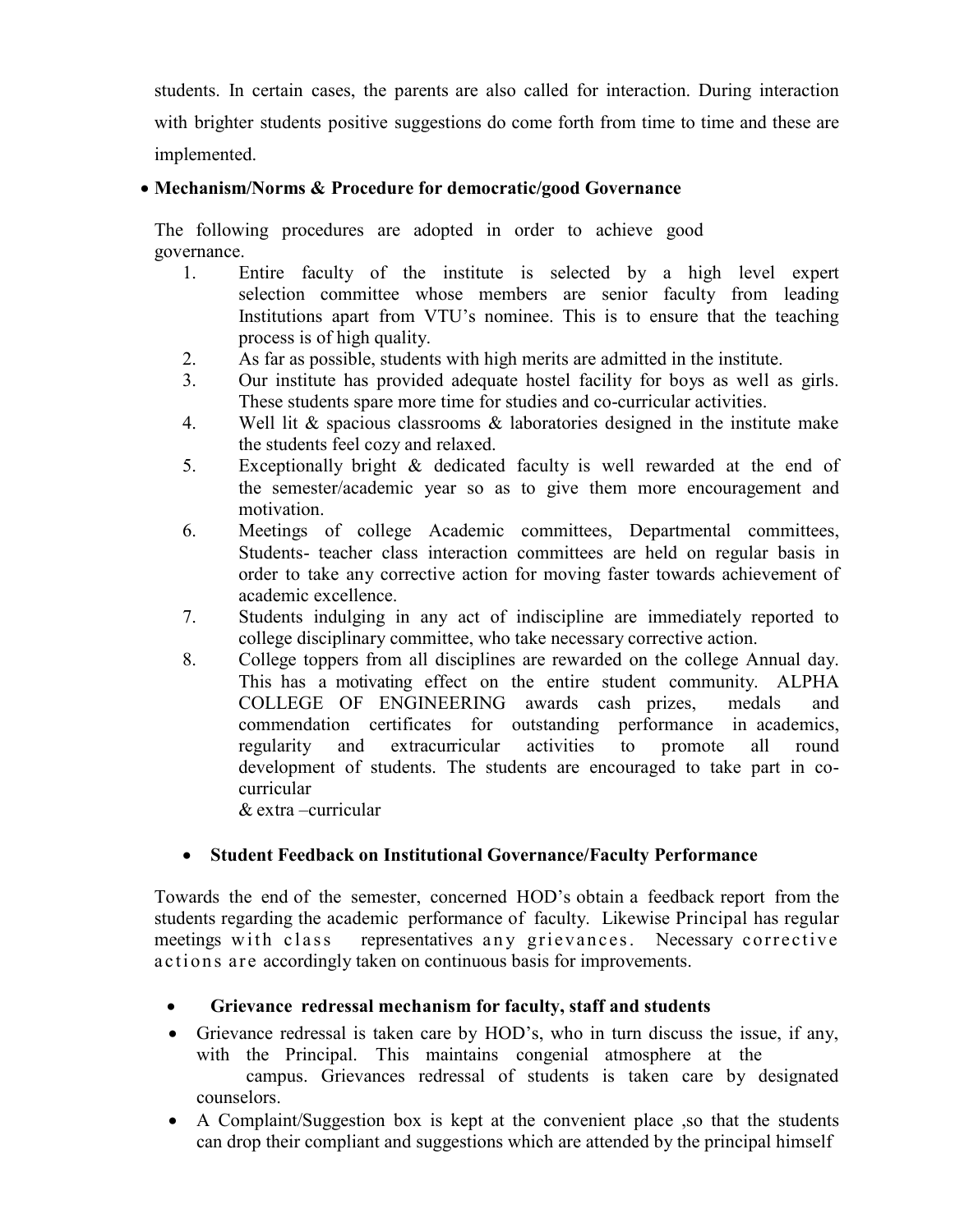students. In certain cases, the parents are also called for interaction. During interaction with brighter students positive suggestions do come forth from time to time and these are implemented.

- **Mechanism/Norms & Procedure for democratic/good Governance**

The following procedures are adopted in order to achieve good governance.

1. Entire faculty of the institute is selected by a high level expert selection committee whose members are senior faculty from leading Institutions apart from VTU's nominee. This is to ensure that the teaching process is of high quality.
2. As far as possible, students with high merits are admitted in the institute.
3. Our institute has provided adequate hostel facility for boys as well as girls. These students spare more time for studies and co-curricular activities.
4. Well lit & spacious classrooms & laboratories designed in the institute make the students feel cozy and relaxed.
5. Exceptionally bright & dedicated faculty is well rewarded at the end of the semester/academic year so as to give them more encouragement and motivation.
6. Meetings of college Academic committees, Departmental committees, Students- teacher class interaction committees are held on regular basis in order to take any corrective action for moving faster towards achievement of academic excellence.
7. Students indulging in any act of indiscipline are immediately reported to college disciplinary committee, who take necessary corrective action.
8. College toppers from all disciplines are rewarded on the college Annual day. This has a motivating effect on the entire student community. ALPHA COLLEGE OF ENGINEERING awards cash prizes, medals and commendation certificates for outstanding performance in academics, regularity and extracurricular activities to promote all round development of students. The students are encouraged to take part in co-curricular & extra –curricular

- **Student Feedback on Institutional Governance/Faculty Performance**

Towards the end of the semester, concerned HOD's obtain a feedback report from the students regarding the academic performance of faculty. Likewise Principal has regular meetings with class representatives any grievances. Necessary corrective actions are accordingly taken on continuous basis for improvements.

- **Grievance redressal mechanism for faculty, staff and students**

- Grievance redressal is taken care by HOD's, who in turn discuss the issue, if any, with the Principal. This maintains congenial atmosphere at the campus. Grievances redressal of students is taken care by designated counselors.
- A Complaint/Suggestion box is kept at the convenient place ,so that the students can drop their compliant and suggestions which are attended by the principal himself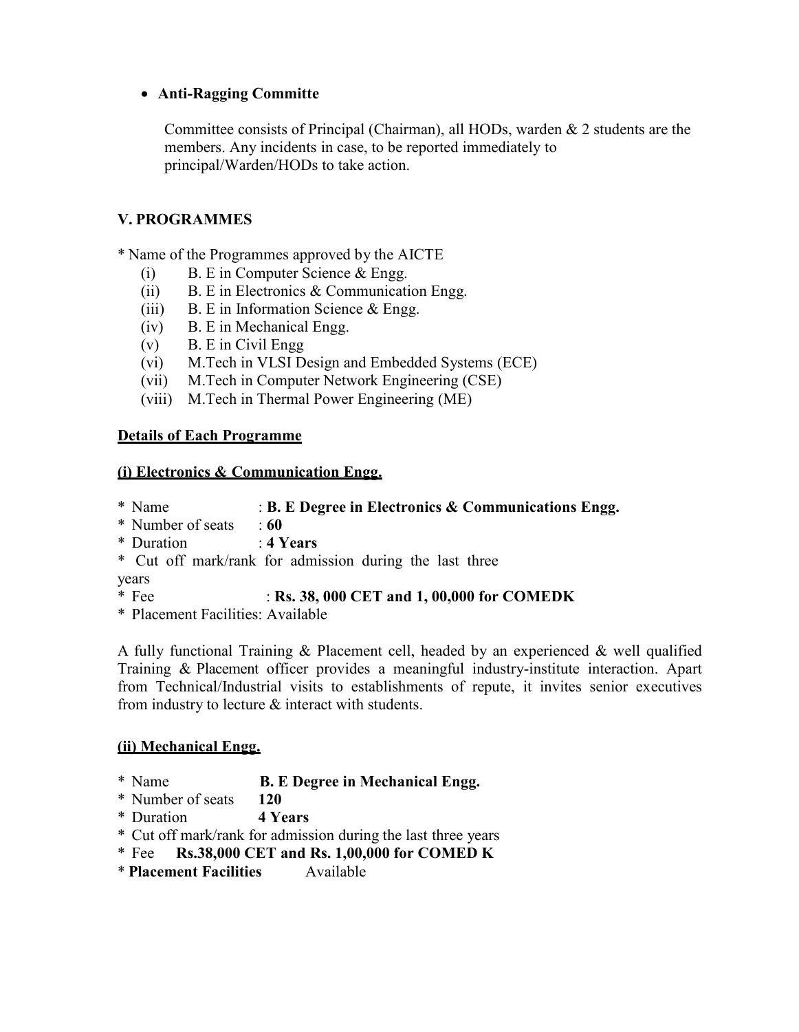- **Anti-Ragging Committe**

  Committee consists of Principal (Chairman), all HODs, warden & 2 students are the members. Any incidents in case, to be reported immediately to principal/Warden/HODs to take action.

## V. PROGRAMMES

* Name of the Programmes approved by the AICTE

  (i) B. E in Computer Science & Engg.
  (ii) B. E in Electronics & Communication Engg.
  (iii) B. E in Information Science & Engg.
  (iv) B. E in Mechanical Engg.
  (v) B. E in Civil Engg
  (vi) M.Tech in VLSI Design and Embedded Systems (ECE)
  (vii) M.Tech in Computer Network Engineering (CSE)
  (viii) M.Tech in Thermal Power Engineering (ME)

**<u>Details of Each Programme</u>**

**<u>(i) Electronics & Communication Engg.</u>**

* Name : **B. E Degree in Electronics & Communications Engg.**
* Number of seats : **60**
* Duration : **4 Years**
* Cut off mark/rank for admission during the last three years
* Fee : **Rs. 38, 000 CET and 1, 00,000 for COMEDK**
* Placement Facilities: Available

A fully functional Training & Placement cell, headed by an experienced & well qualified Training & Placement officer provides a meaningful industry-institute interaction. Apart from Technical/Industrial visits to establishments of repute, it invites senior executives from industry to lecture & interact with students.

**<u>(ii) Mechanical Engg.</u>**

* Name **B. E Degree in Mechanical Engg.**
* Number of seats **120**
* Duration **4 Years**
* Cut off mark/rank for admission during the last three years
* Fee **Rs.38,000 CET and Rs. 1,00,000 for COMED K**
* **Placement Facilities** Available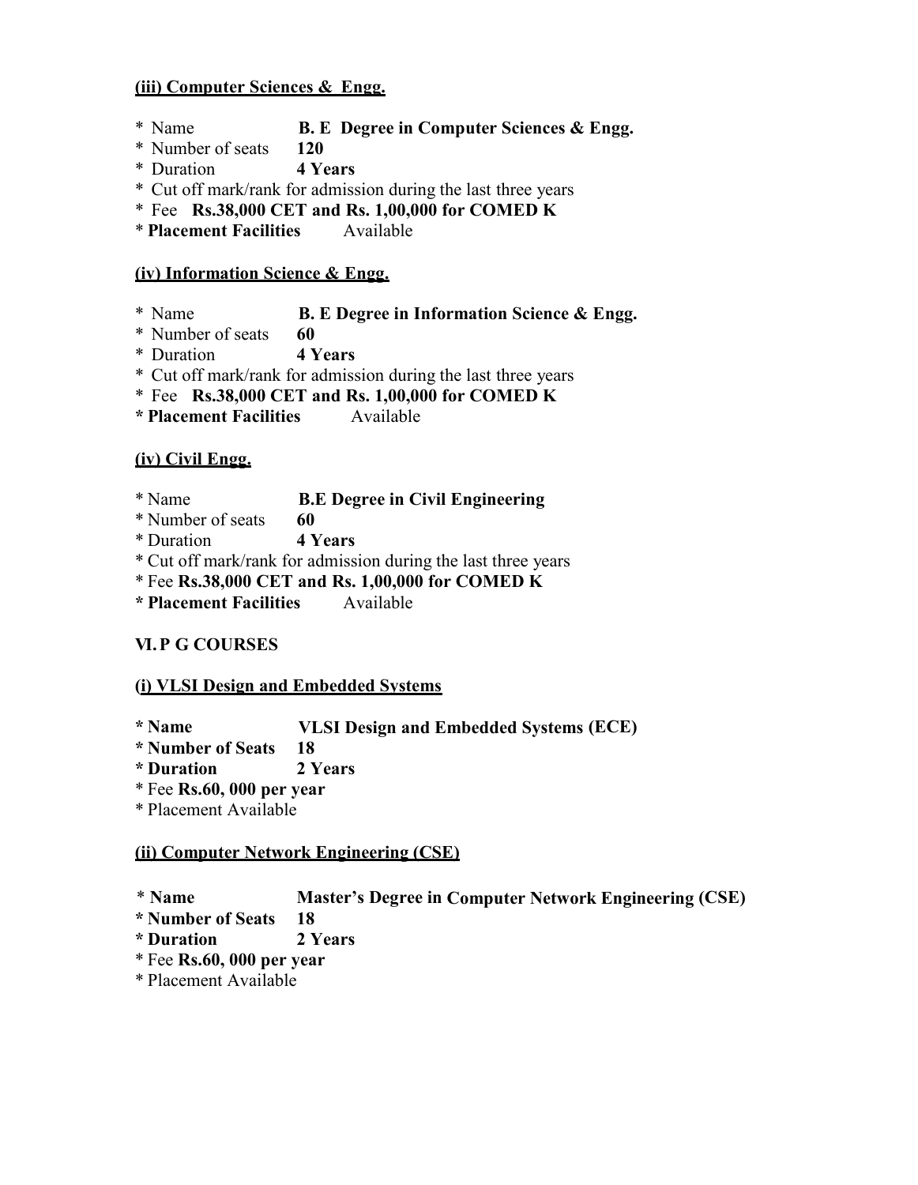**(iii) Computer Sciences & Engg.**

* Name **B. E Degree in Computer Sciences & Engg.**
* Number of seats **120**
* Duration **4 Years**
* Cut off mark/rank for admission during the last three years
* Fee **Rs.38,000 CET and Rs. 1,00,000 for COMED K**
* **Placement Facilities** Available

**(iv) Information Science & Engg.**

* Name **B. E Degree in Information Science & Engg.**
* Number of seats **60**
* Duration **4 Years**
* Cut off mark/rank for admission during the last three years
* Fee **Rs.38,000 CET and Rs. 1,00,000 for COMED K**
* **Placement Facilities** Available

**(iv) Civil Engg.**

* Name **B.E Degree in Civil Engineering**
* Number of seats **60**
* Duration **4 Years**
* Cut off mark/rank for admission during the last three years
* Fee **Rs.38,000 CET and Rs. 1,00,000 for COMED K**
* **Placement Facilities** Available

## VI. P G COURSES

**(i) VLSI Design and Embedded Systems**

* **Name VLSI Design and Embedded Systems (ECE)**
* **Number of Seats 18**
* **Duration 2 Years**
* Fee **Rs.60, 000 per year**
* Placement Available

**(ii) Computer Network Engineering (CSE)**

* **Name Master's Degree in Computer Network Engineering (CSE)**
* **Number of Seats 18**
* **Duration 2 Years**
* Fee **Rs.60, 000 per year**
* Placement Available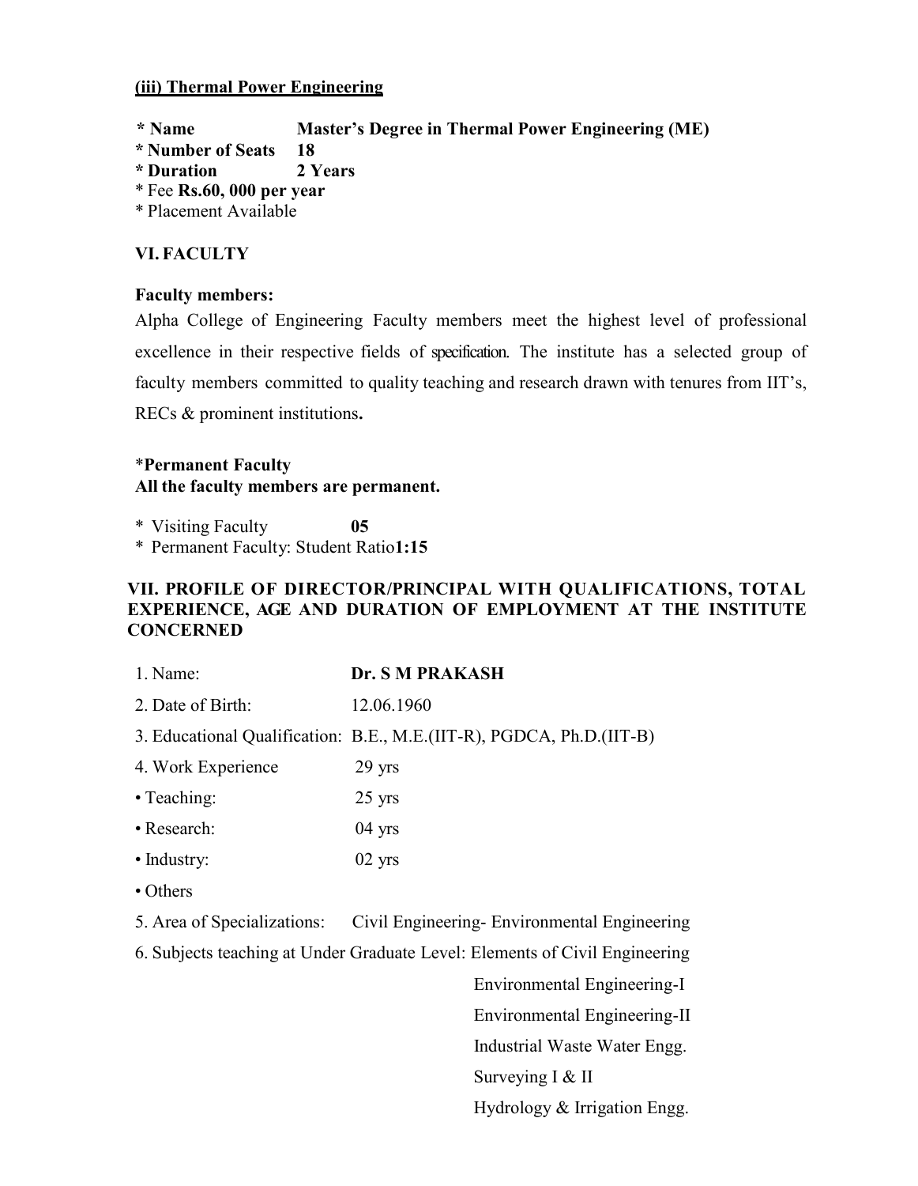**(iii) Thermal Power Engineering**

**\* Name** **Master's Degree in Thermal Power Engineering (ME)**
**\* Number of Seats** **18**
**\* Duration** **2 Years**
\* Fee **Rs.60, 000 per year**
\* Placement Available

## VI. FACULTY

**Faculty members:**

Alpha College of Engineering Faculty members meet the highest level of professional excellence in their respective fields of specification. The institute has a selected group of faculty members committed to quality teaching and research drawn with tenures from IIT's, RECs & prominent institutions**.**

\***Permanent Faculty**
**All the faculty members are permanent.**

\* Visiting Faculty **05**
\* Permanent Faculty: Student Ratio**1:15**

## VII. PROFILE OF DIRECTOR/PRINCIPAL WITH QUALIFICATIONS, TOTAL EXPERIENCE, AGE AND DURATION OF EMPLOYMENT AT THE INSTITUTE CONCERNED

1. Name: **Dr. S M PRAKASH**
2. Date of Birth: 12.06.1960
3. Educational Qualification: B.E., M.E.(IIT-R), PGDCA, Ph.D.(IIT-B)
4. Work Experience 29 yrs

• Teaching: 25 yrs
• Research: 04 yrs
• Industry: 02 yrs
• Others

5. Area of Specializations: Civil Engineering- Environmental Engineering
6. Subjects teaching at Under Graduate Level: Elements of Civil Engineering
   Environmental Engineering-I
   Environmental Engineering-II
   Industrial Waste Water Engg.
   Surveying I & II
   Hydrology & Irrigation Engg.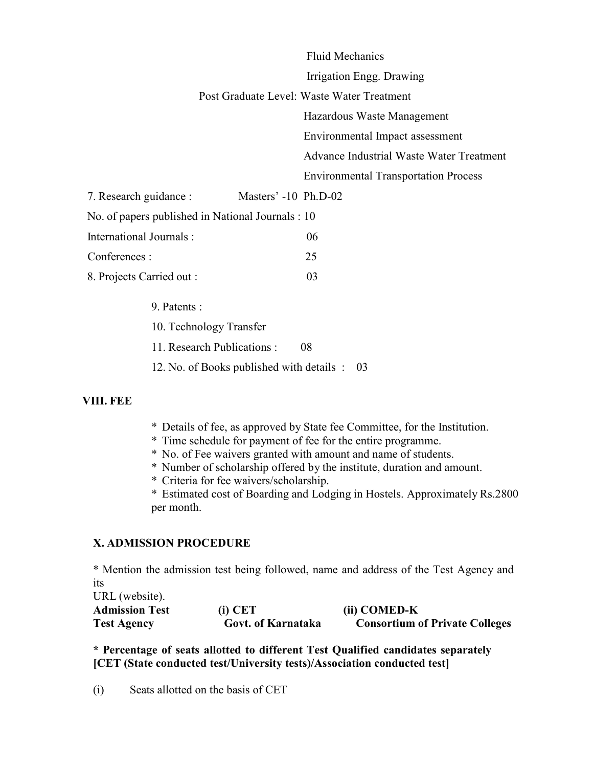Fluid Mechanics

Irrigation Engg. Drawing

Post Graduate Level: Waste Water Treatment

Hazardous Waste Management

Environmental Impact assessment

Advance Industrial Waste Water Treatment

Environmental Transportation Process

7. Research guidance : Masters' -10 Ph.D-02

No. of papers published in National Journals : 10

International Journals : 06

Conferences : 25

8. Projects Carried out : 03

9. Patents :

10. Technology Transfer

11. Research Publications : 08

12. No. of Books published with details : 03

## VIII. FEE

* Details of fee, as approved by State fee Committee, for the Institution.
* Time schedule for payment of fee for the entire programme.
* No. of Fee waivers granted with amount and name of students.
* Number of scholarship offered by the institute, duration and amount.
* Criteria for fee waivers/scholarship.
* Estimated cost of Boarding and Lodging in Hostels. Approximately Rs.2800 per month.

## X. ADMISSION PROCEDURE

* Mention the admission test being followed, name and address of the Test Agency and its URL (website).

| **Admission Test** | **(i) CET** | **(ii) COMED-K** |
|---|---|---|
| **Test Agency** | **Govt. of Karnataka** | **Consortium of Private Colleges** |

**\* Percentage of seats allotted to different Test Qualified candidates separately [CET (State conducted test/University tests)/Association conducted test]**

(i) Seats allotted on the basis of CET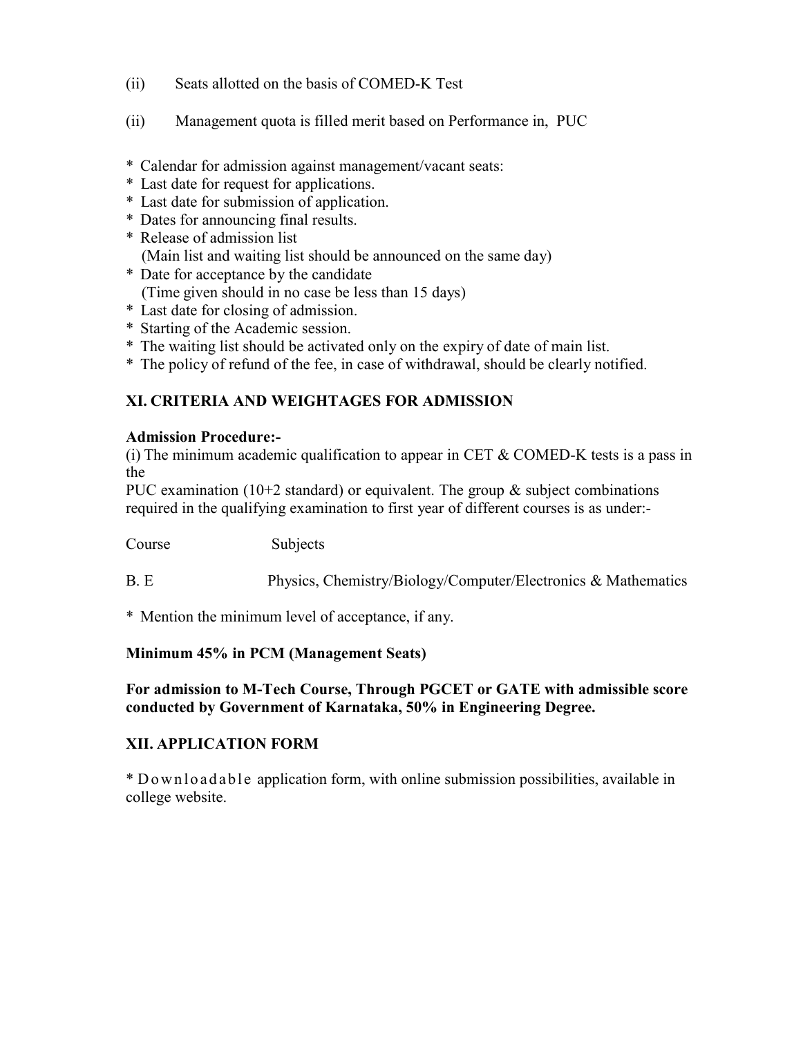(ii) Seats allotted on the basis of COMED-K Test

(ii) Management quota is filled merit based on Performance in, PUC

* Calendar for admission against management/vacant seats:
* Last date for request for applications.
* Last date for submission of application.
* Dates for announcing final results.
* Release of admission list
  (Main list and waiting list should be announced on the same day)
* Date for acceptance by the candidate
  (Time given should in no case be less than 15 days)
* Last date for closing of admission.
* Starting of the Academic session.
* The waiting list should be activated only on the expiry of date of main list.
* The policy of refund of the fee, in case of withdrawal, should be clearly notified.

## XI. CRITERIA AND WEIGHTAGES FOR ADMISSION

**Admission Procedure:-**

(i) The minimum academic qualification to appear in CET & COMED-K tests is a pass in the PUC examination (10+2 standard) or equivalent. The group & subject combinations required in the qualifying examination to first year of different courses is as under:-

| Course | Subjects |
| --- | --- |
| B. E | Physics, Chemistry/Biology/Computer/Electronics & Mathematics |

* Mention the minimum level of acceptance, if any.

**Minimum 45% in PCM (Management Seats)**

**For admission to M-Tech Course, Through PGCET or GATE with admissible score conducted by Government of Karnataka, 50% in Engineering Degree.**

## XII. APPLICATION FORM

* Downloadable application form, with online submission possibilities, available in college website.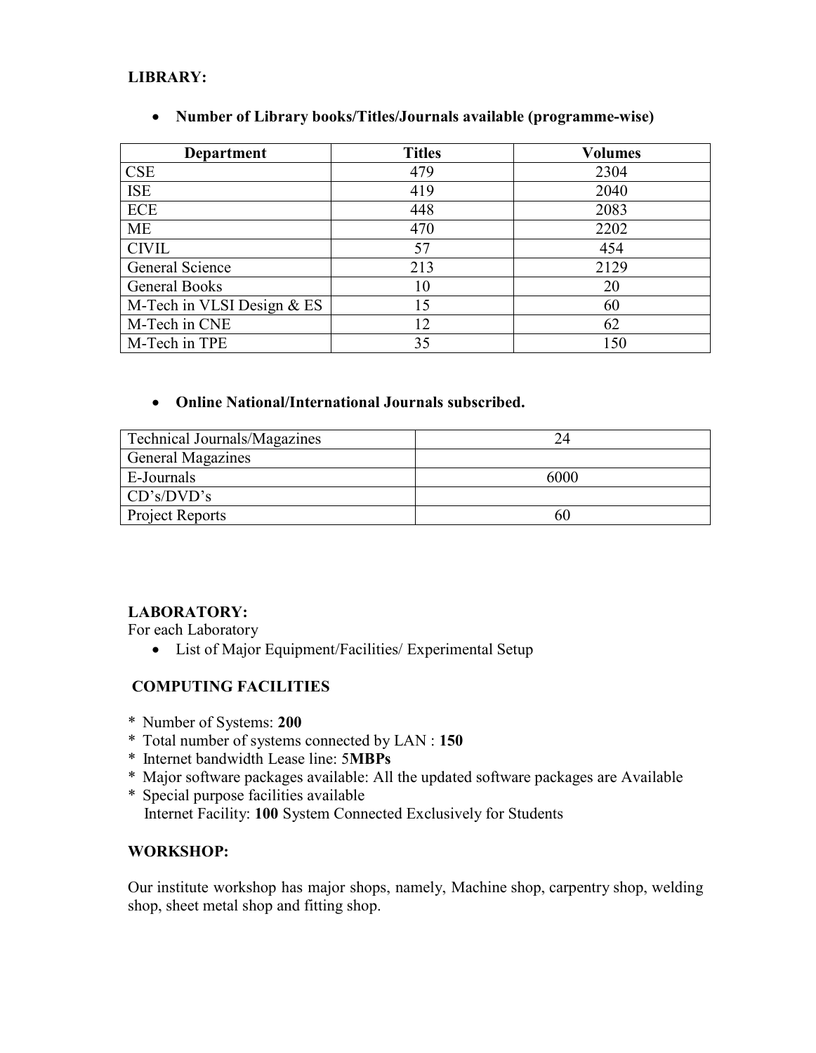**LIBRARY:**

- **Number of Library books/Titles/Journals available (programme-wise)**

| Department | Titles | Volumes |
|---|---|---|
| CSE | 479 | 2304 |
| ISE | 419 | 2040 |
| ECE | 448 | 2083 |
| ME | 470 | 2202 |
| CIVIL | 57 | 454 |
| General Science | 213 | 2129 |
| General Books | 10 | 20 |
| M-Tech in VLSI Design & ES | 15 | 60 |
| M-Tech in CNE | 12 | 62 |
| M-Tech in TPE | 35 | 150 |

- **Online National/International Journals subscribed.**

| | |
|---|---|
| Technical Journals/Magazines | 24 |
| General Magazines | |
| E-Journals | 6000 |
| CD's/DVD's | |
| Project Reports | 60 |

**LABORATORY:**

For each Laboratory

- List of Major Equipment/Facilities/ Experimental Setup

**COMPUTING FACILITIES**

* Number of Systems: **200**
* Total number of systems connected by LAN : **150**
* Internet bandwidth Lease line: 5**MBPs**
* Major software packages available: All the updated software packages are Available
* Special purpose facilities available
  Internet Facility: **100** System Connected Exclusively for Students

**WORKSHOP:**

Our institute workshop has major shops, namely, Machine shop, carpentry shop, welding shop, sheet metal shop and fitting shop.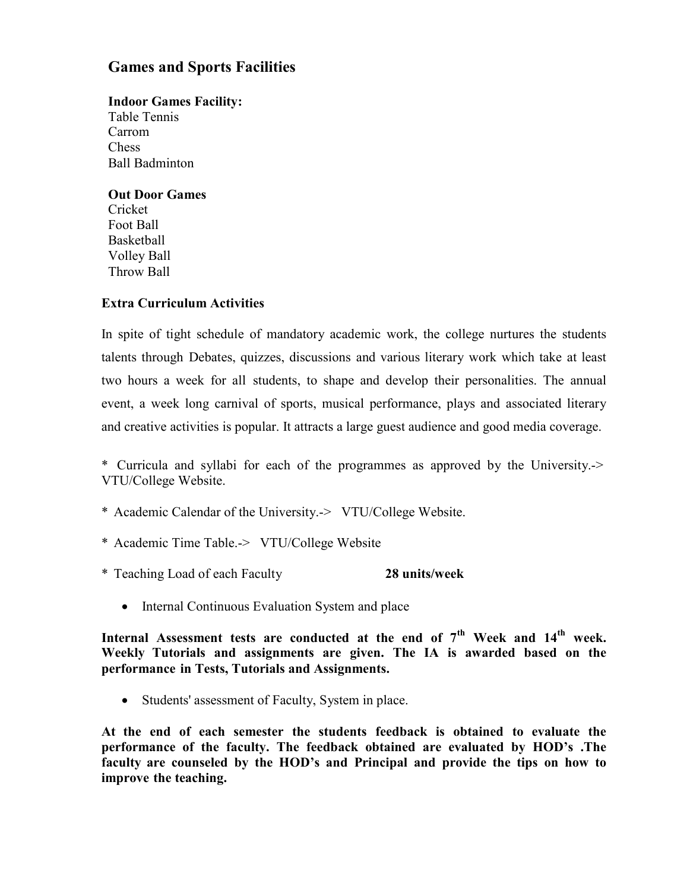## Games and Sports Facilities

**Indoor Games Facility:**
Table Tennis
Carrom
Chess
Ball Badminton

**Out Door Games**
Cricket
Foot Ball
Basketball
Volley Ball
Throw Ball

**Extra Curriculum Activities**

In spite of tight schedule of mandatory academic work, the college nurtures the students talents through Debates, quizzes, discussions and various literary work which take at least two hours a week for all students, to shape and develop their personalities. The annual event, a week long carnival of sports, musical performance, plays and associated literary and creative activities is popular. It attracts a large guest audience and good media coverage.

* Curricula and syllabi for each of the programmes as approved by the University.-> VTU/College Website.

* Academic Calendar of the University.-> VTU/College Website.

* Academic Time Table.-> VTU/College Website

* Teaching Load of each Faculty **28 units/week**

- Internal Continuous Evaluation System and place

**Internal Assessment tests are conducted at the end of 7th Week and 14th week. Weekly Tutorials and assignments are given. The IA is awarded based on the performance in Tests, Tutorials and Assignments.**

- Students' assessment of Faculty, System in place.

**At the end of each semester the students feedback is obtained to evaluate the performance of the faculty. The feedback obtained are evaluated by HOD's .The faculty are counseled by the HOD's and Principal and provide the tips on how to improve the teaching.**